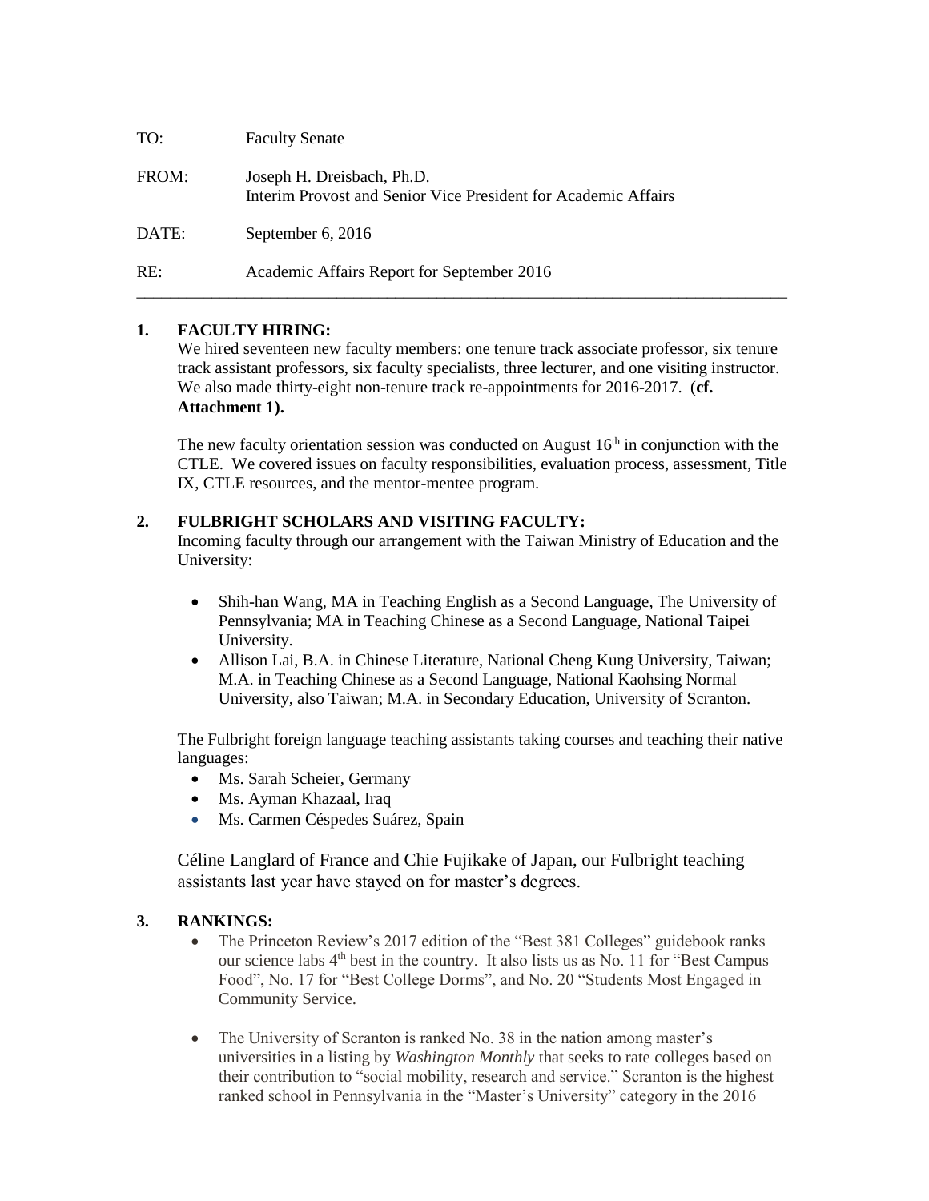TO: Faculty Senate

FROM: Joseph H. Dreisbach, Ph.D.
Interim Provost and Senior Vice President for Academic Affairs

DATE: September 6, 2016

RE: Academic Affairs Report for September 2016

---

**1. FACULTY HIRING:**

We hired seventeen new faculty members: one tenure track associate professor, six tenure track assistant professors, six faculty specialists, three lecturer, and one visiting instructor. We also made thirty-eight non-tenure track re-appointments for 2016-2017. (**cf. Attachment 1).**

The new faculty orientation session was conducted on August 16th in conjunction with the CTLE. We covered issues on faculty responsibilities, evaluation process, assessment, Title IX, CTLE resources, and the mentor-mentee program.

**2. FULBRIGHT SCHOLARS AND VISITING FACULTY:**

Incoming faculty through our arrangement with the Taiwan Ministry of Education and the University:

- Shih-han Wang, MA in Teaching English as a Second Language, The University of Pennsylvania; MA in Teaching Chinese as a Second Language, National Taipei University.
- Allison Lai, B.A. in Chinese Literature, National Cheng Kung University, Taiwan; M.A. in Teaching Chinese as a Second Language, National Kaohsing Normal University, also Taiwan; M.A. in Secondary Education, University of Scranton.

The Fulbright foreign language teaching assistants taking courses and teaching their native languages:

- Ms. Sarah Scheier, Germany
- Ms. Ayman Khazaal, Iraq
- Ms. Carmen Céspedes Suárez, Spain

Céline Langlard of France and Chie Fujikake of Japan, our Fulbright teaching assistants last year have stayed on for master's degrees.

**3. RANKINGS:**

- The Princeton Review's 2017 edition of the "Best 381 Colleges" guidebook ranks our science labs 4th best in the country. It also lists us as No. 11 for "Best Campus Food", No. 17 for "Best College Dorms", and No. 20 "Students Most Engaged in Community Service.
- The University of Scranton is ranked No. 38 in the nation among master's universities in a listing by *Washington Monthly* that seeks to rate colleges based on their contribution to "social mobility, research and service." Scranton is the highest ranked school in Pennsylvania in the "Master's University" category in the 2016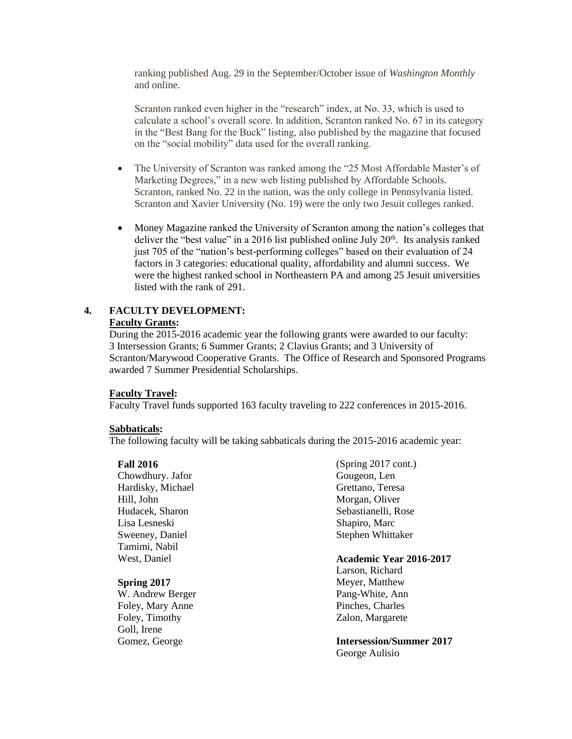ranking published Aug. 29 in the September/October issue of *Washington Monthly* and online.

Scranton ranked even higher in the "research" index, at No. 33, which is used to calculate a school's overall score. In addition, Scranton ranked No. 67 in its category in the "Best Bang for the Buck" listing, also published by the magazine that focused on the "social mobility" data used for the overall ranking.

- The University of Scranton was ranked among the "25 Most Affordable Master's of Marketing Degrees," in a new web listing published by Affordable Schools. Scranton, ranked No. 22 in the nation, was the only college in Pennsylvania listed. Scranton and Xavier University (No. 19) were the only two Jesuit colleges ranked.

- Money Magazine ranked the University of Scranton among the nation's colleges that deliver the "best value" in a 2016 list published online July 20th. Its analysis ranked just 705 of the "nation's best-performing colleges" based on their evaluation of 24 factors in 3 categories: educational quality, affordability and alumni success. We were the highest ranked school in Northeastern PA and among 25 Jesuit universities listed with the rank of 291.

## 4. FACULTY DEVELOPMENT:

**Faculty Grants:**

During the 2015-2016 academic year the following grants were awarded to our faculty: 3 Intersession Grants; 6 Summer Grants; 2 Clavius Grants; and 3 University of Scranton/Marywood Cooperative Grants. The Office of Research and Sponsored Programs awarded 7 Summer Presidential Scholarships.

**Faculty Travel:**

Faculty Travel funds supported 163 faculty traveling to 222 conferences in 2015-2016.

**Sabbaticals:**

The following faculty will be taking sabbaticals during the 2015-2016 academic year:

**Fall 2016**

Chowdhury. Jafor
Hardisky, Michael
Hill, John
Hudacek, Sharon
Lisa Lesneski
Sweeney, Daniel
Tamimi, Nabil
West, Daniel

**Spring 2017**

W. Andrew Berger
Foley, Mary Anne
Foley, Timothy
Goll, Irene
Gomez, George

(Spring 2017 cont.)

Gougeon, Len
Grettano, Teresa
Morgan, Oliver
Sebastianelli, Rose
Shapiro, Marc
Stephen Whittaker

**Academic Year 2016-2017**

Larson, Richard
Meyer, Matthew
Pang-White, Ann
Pinches, Charles
Zalon, Margarete

**Intersession/Summer 2017**

George Aulisio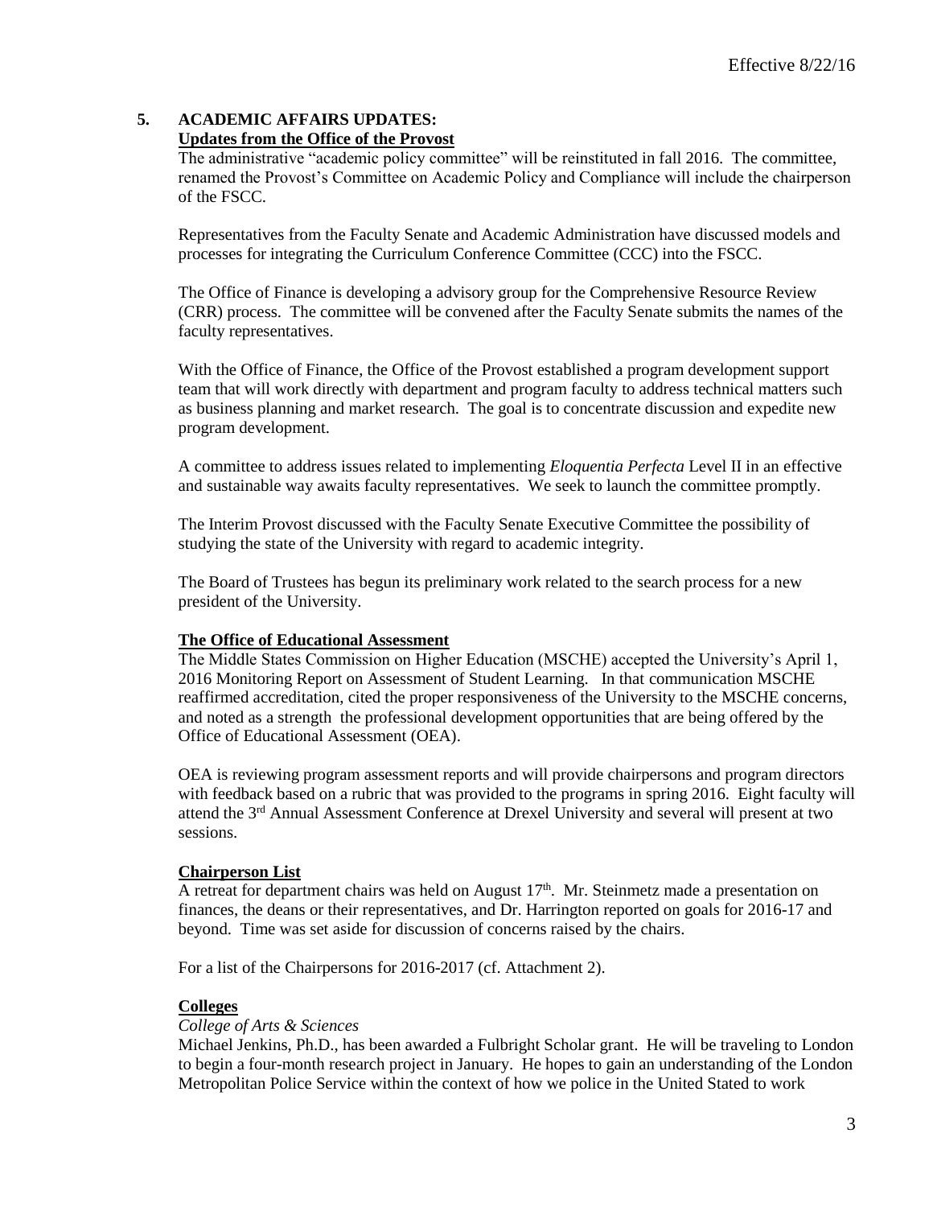Effective 8/22/16

## 5. ACADEMIC AFFAIRS UPDATES:

### Updates from the Office of the Provost

The administrative "academic policy committee" will be reinstituted in fall 2016. The committee, renamed the Provost's Committee on Academic Policy and Compliance will include the chairperson of the FSCC.

Representatives from the Faculty Senate and Academic Administration have discussed models and processes for integrating the Curriculum Conference Committee (CCC) into the FSCC.

The Office of Finance is developing a advisory group for the Comprehensive Resource Review (CRR) process. The committee will be convened after the Faculty Senate submits the names of the faculty representatives.

With the Office of Finance, the Office of the Provost established a program development support team that will work directly with department and program faculty to address technical matters such as business planning and market research. The goal is to concentrate discussion and expedite new program development.

A committee to address issues related to implementing *Eloquentia Perfecta* Level II in an effective and sustainable way awaits faculty representatives. We seek to launch the committee promptly.

The Interim Provost discussed with the Faculty Senate Executive Committee the possibility of studying the state of the University with regard to academic integrity.

The Board of Trustees has begun its preliminary work related to the search process for a new president of the University.

### The Office of Educational Assessment

The Middle States Commission on Higher Education (MSCHE) accepted the University's April 1, 2016 Monitoring Report on Assessment of Student Learning. In that communication MSCHE reaffirmed accreditation, cited the proper responsiveness of the University to the MSCHE concerns, and noted as a strength the professional development opportunities that are being offered by the Office of Educational Assessment (OEA).

OEA is reviewing program assessment reports and will provide chairpersons and program directors with feedback based on a rubric that was provided to the programs in spring 2016. Eight faculty will attend the 3rd Annual Assessment Conference at Drexel University and several will present at two sessions.

### Chairperson List

A retreat for department chairs was held on August 17th. Mr. Steinmetz made a presentation on finances, the deans or their representatives, and Dr. Harrington reported on goals for 2016-17 and beyond. Time was set aside for discussion of concerns raised by the chairs.

For a list of the Chairpersons for 2016-2017 (cf. Attachment 2).

### Colleges

*College of Arts & Sciences*

Michael Jenkins, Ph.D., has been awarded a Fulbright Scholar grant. He will be traveling to London to begin a four-month research project in January. He hopes to gain an understanding of the London Metropolitan Police Service within the context of how we police in the United Stated to work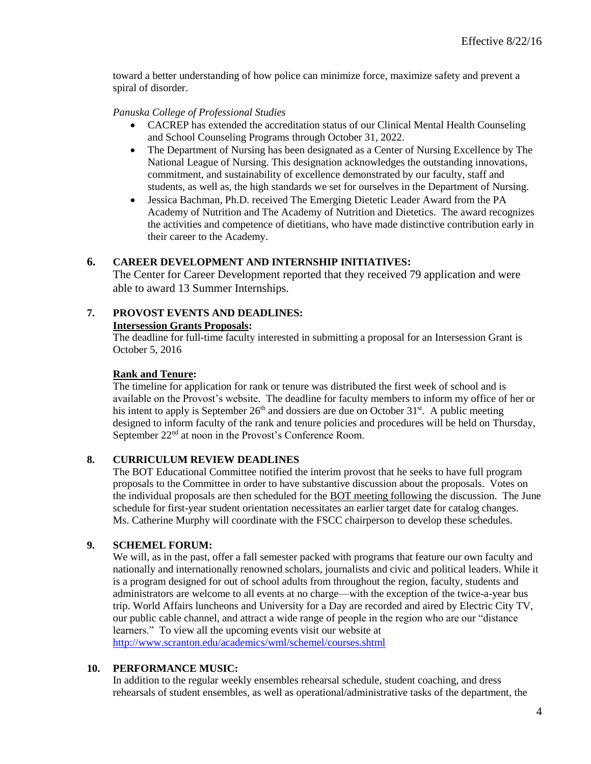toward a better understanding of how police can minimize force, maximize safety and prevent a spiral of disorder.

*Panuska College of Professional Studies*

- CACREP has extended the accreditation status of our Clinical Mental Health Counseling and School Counseling Programs through October 31, 2022.
- The Department of Nursing has been designated as a Center of Nursing Excellence by The National League of Nursing. This designation acknowledges the outstanding innovations, commitment, and sustainability of excellence demonstrated by our faculty, staff and students, as well as, the high standards we set for ourselves in the Department of Nursing.
- Jessica Bachman, Ph.D. received The Emerging Dietetic Leader Award from the PA Academy of Nutrition and The Academy of Nutrition and Dietetics. The award recognizes the activities and competence of dietitians, who have made distinctive contribution early in their career to the Academy.

## 6. CAREER DEVELOPMENT AND INTERNSHIP INITIATIVES:

The Center for Career Development reported that they received 79 application and were able to award 13 Summer Internships.

## 7. PROVOST EVENTS AND DEADLINES:

**Intersession Grants Proposals:**

The deadline for full-time faculty interested in submitting a proposal for an Intersession Grant is October 5, 2016

**Rank and Tenure:**

The timeline for application for rank or tenure was distributed the first week of school and is available on the Provost's website. The deadline for faculty members to inform my office of her or his intent to apply is September 26th and dossiers are due on October 31st. A public meeting designed to inform faculty of the rank and tenure policies and procedures will be held on Thursday, September 22nd at noon in the Provost's Conference Room.

## 8. CURRICULUM REVIEW DEADLINES

The BOT Educational Committee notified the interim provost that he seeks to have full program proposals to the Committee in order to have substantive discussion about the proposals. Votes on the individual proposals are then scheduled for the BOT meeting following the discussion. The June schedule for first-year student orientation necessitates an earlier target date for catalog changes. Ms. Catherine Murphy will coordinate with the FSCC chairperson to develop these schedules.

## 9. SCHEMEL FORUM:

We will, as in the past, offer a fall semester packed with programs that feature our own faculty and nationally and internationally renowned scholars, journalists and civic and political leaders. While it is a program designed for out of school adults from throughout the region, faculty, students and administrators are welcome to all events at no charge—with the exception of the twice-a-year bus trip. World Affairs luncheons and University for a Day are recorded and aired by Electric City TV, our public cable channel, and attract a wide range of people in the region who are our "distance learners." To view all the upcoming events visit our website at http://www.scranton.edu/academics/wml/schemel/courses.shtml

## 10. PERFORMANCE MUSIC:

In addition to the regular weekly ensembles rehearsal schedule, student coaching, and dress rehearsals of student ensembles, as well as operational/administrative tasks of the department, the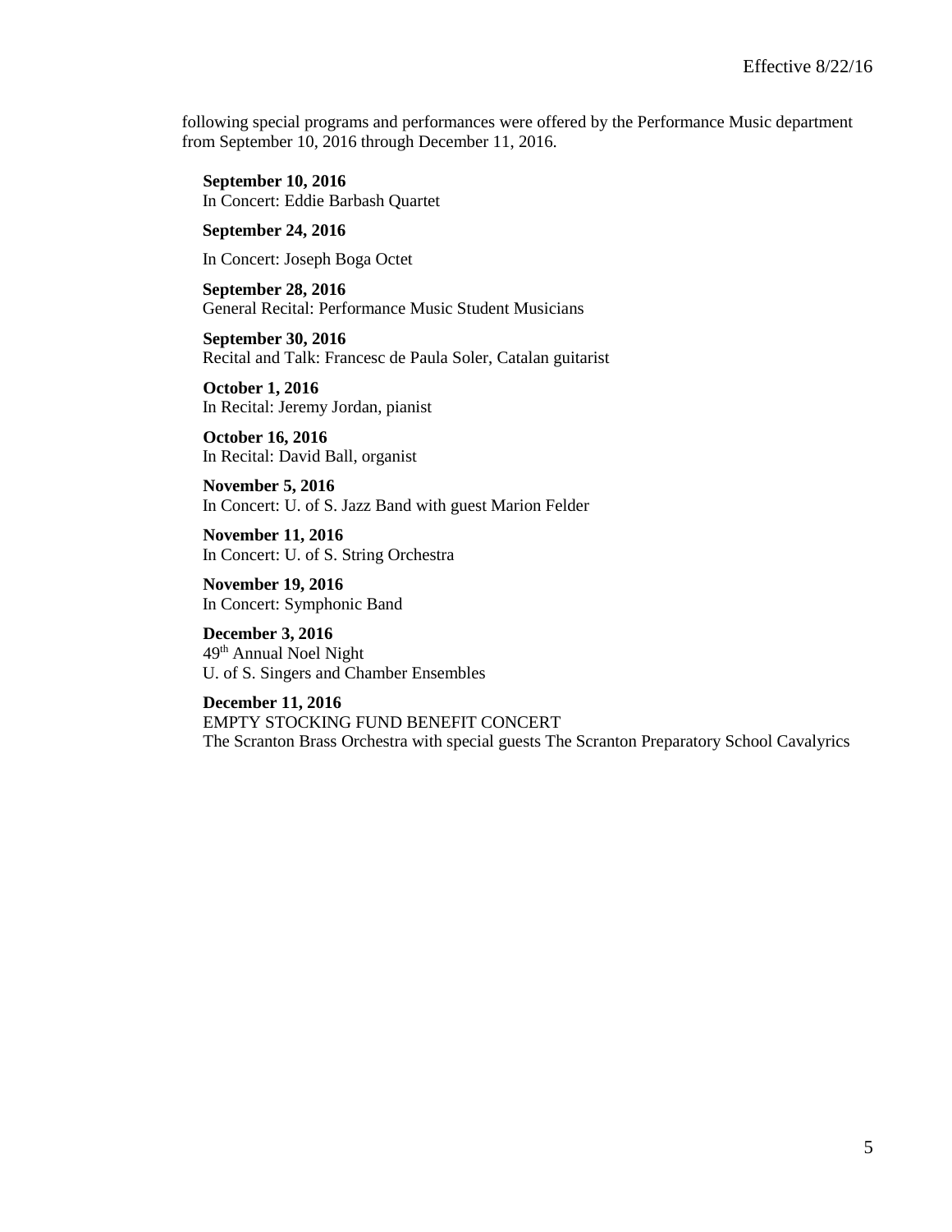following special programs and performances were offered by the Performance Music department from September 10, 2016 through December 11, 2016.

**September 10, 2016**
In Concert: Eddie Barbash Quartet

**September 24, 2016**

In Concert: Joseph Boga Octet

**September 28, 2016**
General Recital: Performance Music Student Musicians

**September 30, 2016**
Recital and Talk: Francesc de Paula Soler, Catalan guitarist

**October 1, 2016**
In Recital: Jeremy Jordan, pianist

**October 16, 2016**
In Recital: David Ball, organist

**November 5, 2016**
In Concert: U. of S. Jazz Band with guest Marion Felder

**November 11, 2016**
In Concert: U. of S. String Orchestra

**November 19, 2016**
In Concert: Symphonic Band

**December 3, 2016**
49th Annual Noel Night
U. of S. Singers and Chamber Ensembles

**December 11, 2016**
EMPTY STOCKING FUND BENEFIT CONCERT
The Scranton Brass Orchestra with special guests The Scranton Preparatory School Cavalyrics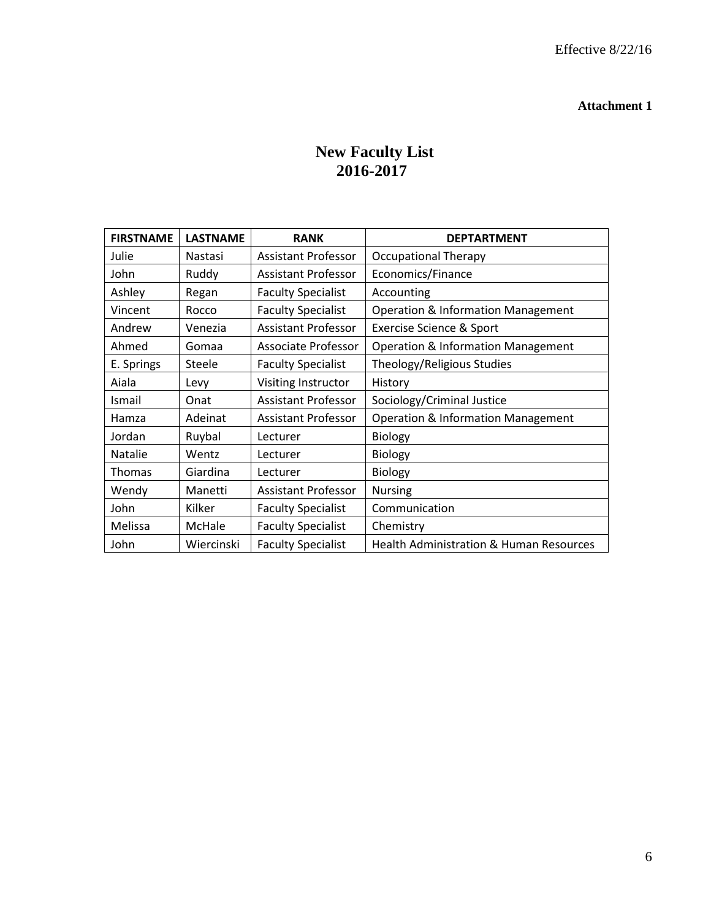Effective 8/22/16

**Attachment 1**

# New Faculty List
# 2016-2017

| FIRSTNAME | LASTNAME | RANK | DEPTARTMENT |
|---|---|---|---|
| Julie | Nastasi | Assistant Professor | Occupational Therapy |
| John | Ruddy | Assistant Professor | Economics/Finance |
| Ashley | Regan | Faculty Specialist | Accounting |
| Vincent | Rocco | Faculty Specialist | Operation & Information Management |
| Andrew | Venezia | Assistant Professor | Exercise Science & Sport |
| Ahmed | Gomaa | Associate Professor | Operation & Information Management |
| E. Springs | Steele | Faculty Specialist | Theology/Religious Studies |
| Aiala | Levy | Visiting Instructor | History |
| Ismail | Onat | Assistant Professor | Sociology/Criminal Justice |
| Hamza | Adeinat | Assistant Professor | Operation & Information Management |
| Jordan | Ruybal | Lecturer | Biology |
| Natalie | Wentz | Lecturer | Biology |
| Thomas | Giardina | Lecturer | Biology |
| Wendy | Manetti | Assistant Professor | Nursing |
| John | Kilker | Faculty Specialist | Communication |
| Melissa | McHale | Faculty Specialist | Chemistry |
| John | Wiercinski | Faculty Specialist | Health Administration & Human Resources |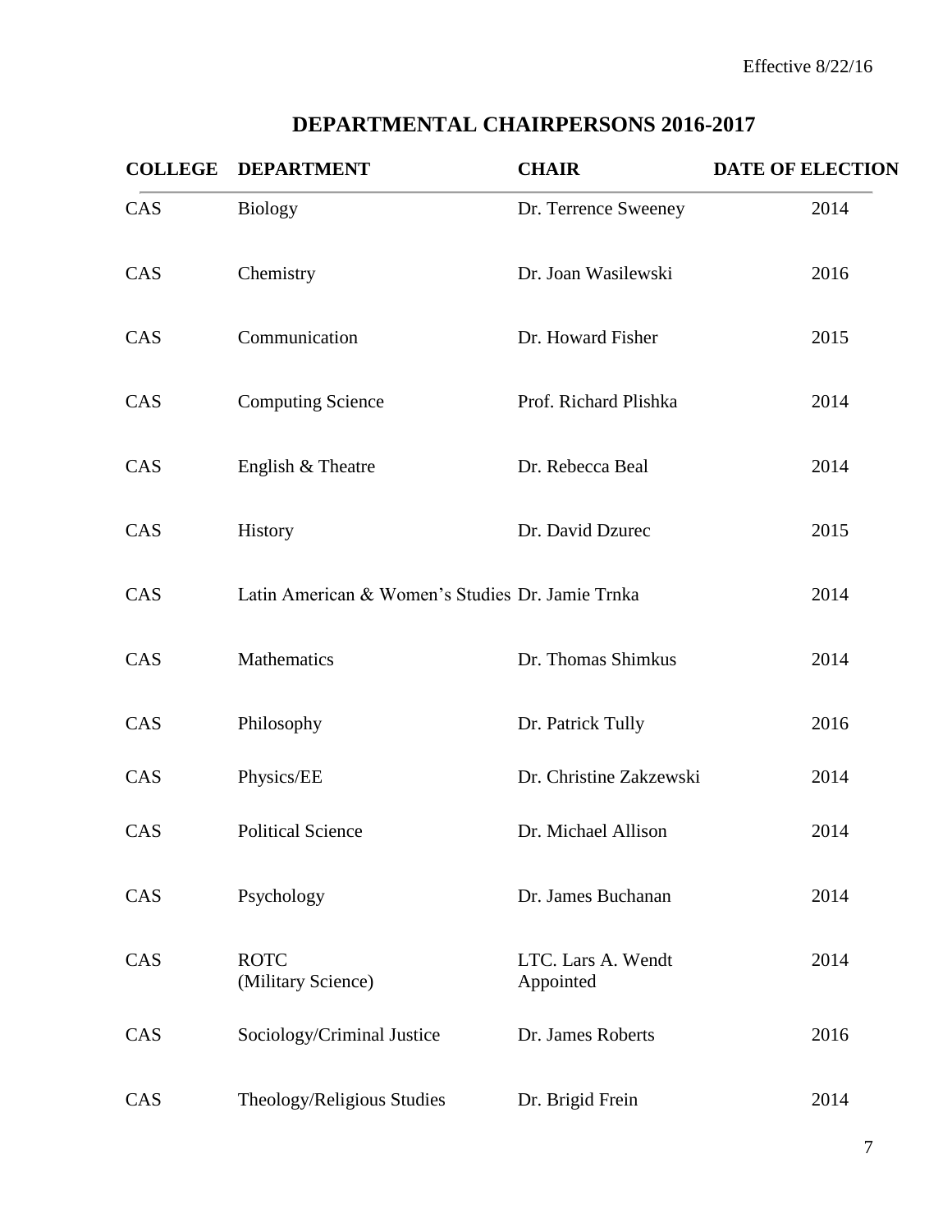Effective 8/22/16

# DEPARTMENTAL CHAIRPERSONS 2016-2017

| COLLEGE | DEPARTMENT | CHAIR | DATE OF ELECTION |
|---|---|---|---|
| CAS | Biology | Dr. Terrence Sweeney | 2014 |
| CAS | Chemistry | Dr. Joan Wasilewski | 2016 |
| CAS | Communication | Dr. Howard Fisher | 2015 |
| CAS | Computing Science | Prof. Richard Plishka | 2014 |
| CAS | English & Theatre | Dr. Rebecca Beal | 2014 |
| CAS | History | Dr. David Dzurec | 2015 |
| CAS | Latin American & Women's Studies | Dr. Jamie Trnka | 2014 |
| CAS | Mathematics | Dr. Thomas Shimkus | 2014 |
| CAS | Philosophy | Dr. Patrick Tully | 2016 |
| CAS | Physics/EE | Dr. Christine Zakzewski | 2014 |
| CAS | Political Science | Dr. Michael Allison | 2014 |
| CAS | Psychology | Dr. James Buchanan | 2014 |
| CAS | ROTC (Military Science) | LTC. Lars A. Wendt Appointed | 2014 |
| CAS | Sociology/Criminal Justice | Dr. James Roberts | 2016 |
| CAS | Theology/Religious Studies | Dr. Brigid Frein | 2014 |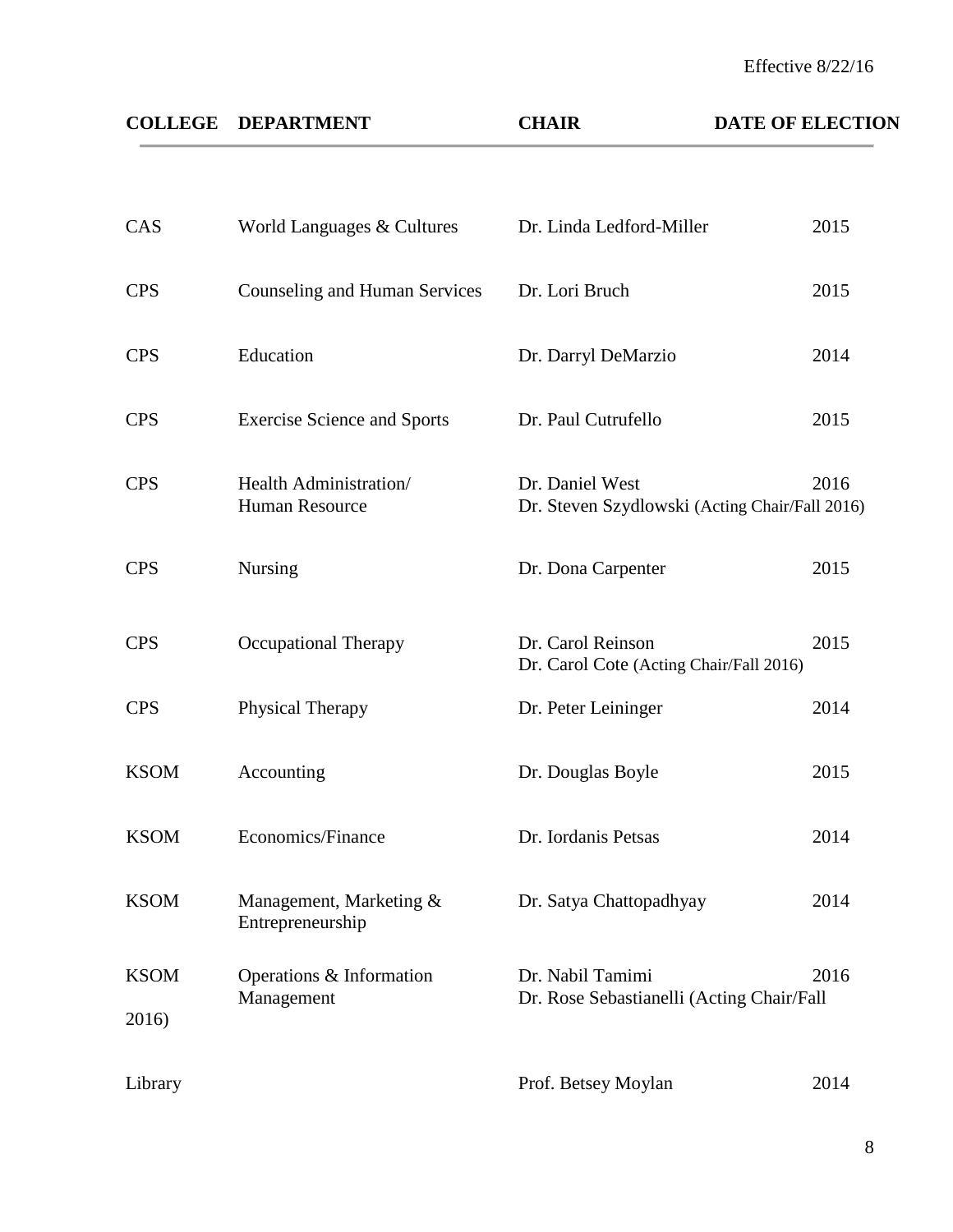Effective 8/22/16

| COLLEGE | DEPARTMENT | CHAIR | DATE OF ELECTION |
|---|---|---|---|
| CAS | World Languages & Cultures | Dr. Linda Ledford-Miller | 2015 |
| CPS | Counseling and Human Services | Dr. Lori Bruch | 2015 |
| CPS | Education | Dr. Darryl DeMarzio | 2014 |
| CPS | Exercise Science and Sports | Dr. Paul Cutrufello | 2015 |
| CPS | Health Administration/ Human Resource | Dr. Daniel West<br>Dr. Steven Szydlowski (Acting Chair/Fall 2016) | 2016 |
| CPS | Nursing | Dr. Dona Carpenter | 2015 |
| CPS | Occupational Therapy | Dr. Carol Reinson<br>Dr. Carol Cote (Acting Chair/Fall 2016) | 2015 |
| CPS | Physical Therapy | Dr. Peter Leininger | 2014 |
| KSOM | Accounting | Dr. Douglas Boyle | 2015 |
| KSOM | Economics/Finance | Dr. Iordanis Petsas | 2014 |
| KSOM | Management, Marketing & Entrepreneurship | Dr. Satya Chattopadhyay | 2014 |
| KSOM | Operations & Information Management | Dr. Nabil Tamimi<br>Dr. Rose Sebastianelli (Acting Chair/Fall 2016) | 2016 |
| Library | | Prof. Betsey Moylan | 2014 |